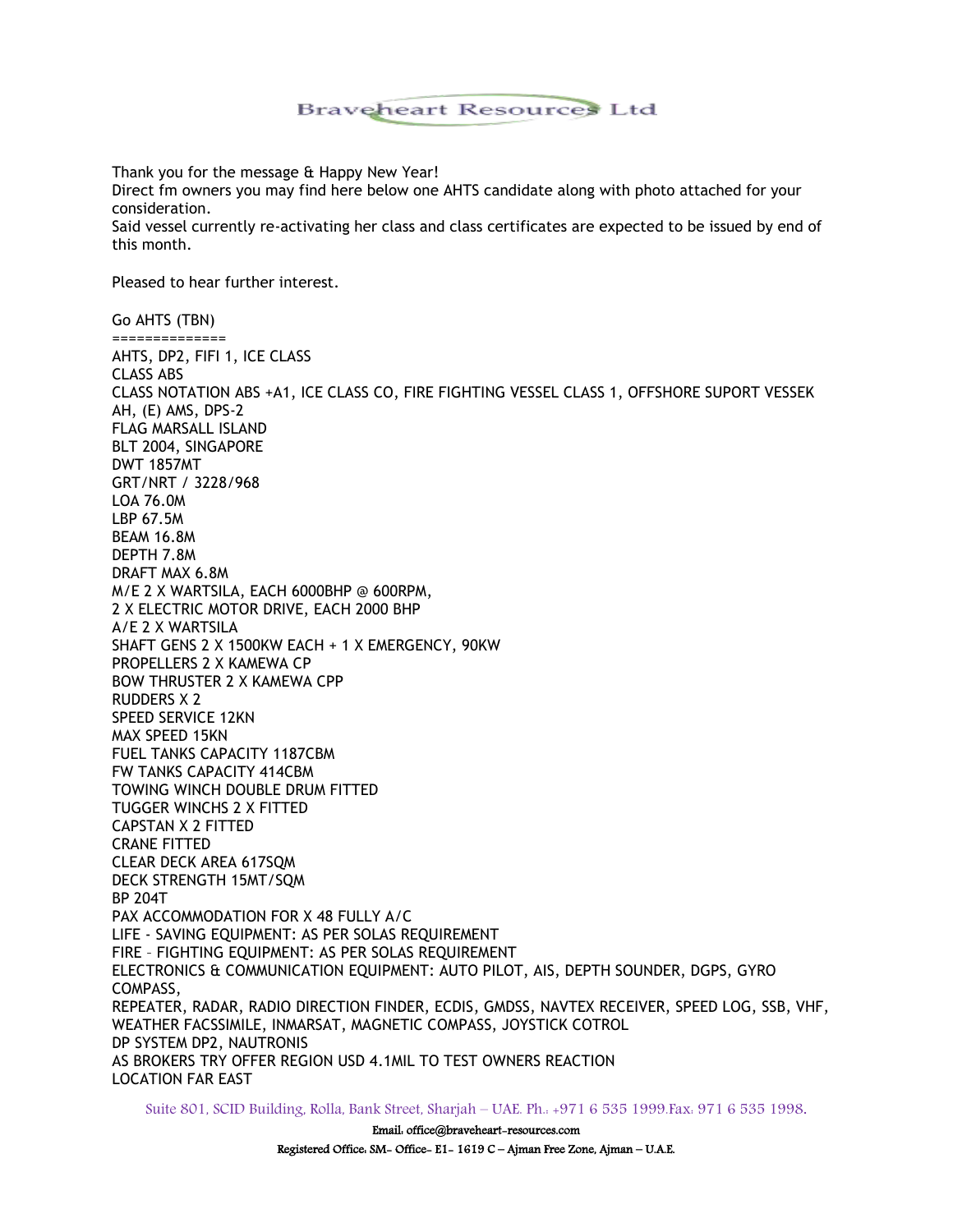Braveheart Resources Ltd

Thank you for the message & Happy New Year!
Direct fm owners you may find here below one AHTS candidate along with photo attached for your consideration.
Said vessel currently re-activating her class and class certificates are expected to be issued by end of this month.

Pleased to hear further interest.

Go AHTS (TBN)
==============
AHTS, DP2, FIFI 1, ICE CLASS
CLASS ABS
CLASS NOTATION ABS +A1, ICE CLASS CO, FIRE FIGHTING VESSEL CLASS 1, OFFSHORE SUPORT VESSEK AH, (E) AMS, DPS-2
FLAG MARSALL ISLAND
BLT 2004, SINGAPORE
DWT 1857MT
GRT/NRT / 3228/968
LOA 76.0M
LBP 67.5M
BEAM 16.8M
DEPTH 7.8M
DRAFT MAX 6.8M
M/E 2 X WARTSILA, EACH 6000BHP @ 600RPM,
2 X ELECTRIC MOTOR DRIVE, EACH 2000 BHP
A/E 2 X WARTSILA
SHAFT GENS 2 X 1500KW EACH + 1 X EMERGENCY, 90KW
PROPELLERS 2 X KAMEWA CP
BOW THRUSTER 2 X KAMEWA CPP
RUDDERS X 2
SPEED SERVICE 12KN
MAX SPEED 15KN
FUEL TANKS CAPACITY 1187CBM
FW TANKS CAPACITY 414CBM
TOWING WINCH DOUBLE DRUM FITTED
TUGGER WINCHS 2 X FITTED
CAPSTAN X 2 FITTED
CRANE FITTED
CLEAR DECK AREA 617SQM
DECK STRENGTH 15MT/SQM
BP 204T
PAX ACCOMMODATION FOR X 48 FULLY A/C
LIFE - SAVING EQUIPMENT: AS PER SOLAS REQUIREMENT
FIRE – FIGHTING EQUIPMENT: AS PER SOLAS REQUIREMENT
ELECTRONICS & COMMUNICATION EQUIPMENT: AUTO PILOT, AIS, DEPTH SOUNDER, DGPS, GYRO COMPASS,
REPEATER, RADAR, RADIO DIRECTION FINDER, ECDIS, GMDSS, NAVTEX RECEIVER, SPEED LOG, SSB, VHF, WEATHER FACSSIMILE, INMARSAT, MAGNETIC COMPASS, JOYSTICK COTROL
DP SYSTEM DP2, NAUTRONIS
AS BROKERS TRY OFFER REGION USD 4.1MIL TO TEST OWNERS REACTION
LOCATION FAR EAST

Suite 801, SCID Building, Rolla, Bank Street, Sharjah – UAE. Ph.: +971 6 535 1999.Fax: 971 6 535 1998.
Email: office@braveheart-resources.com
Registered Office: SM- Office- E1- 1619 C – Ajman Free Zone, Ajman – U.A.E.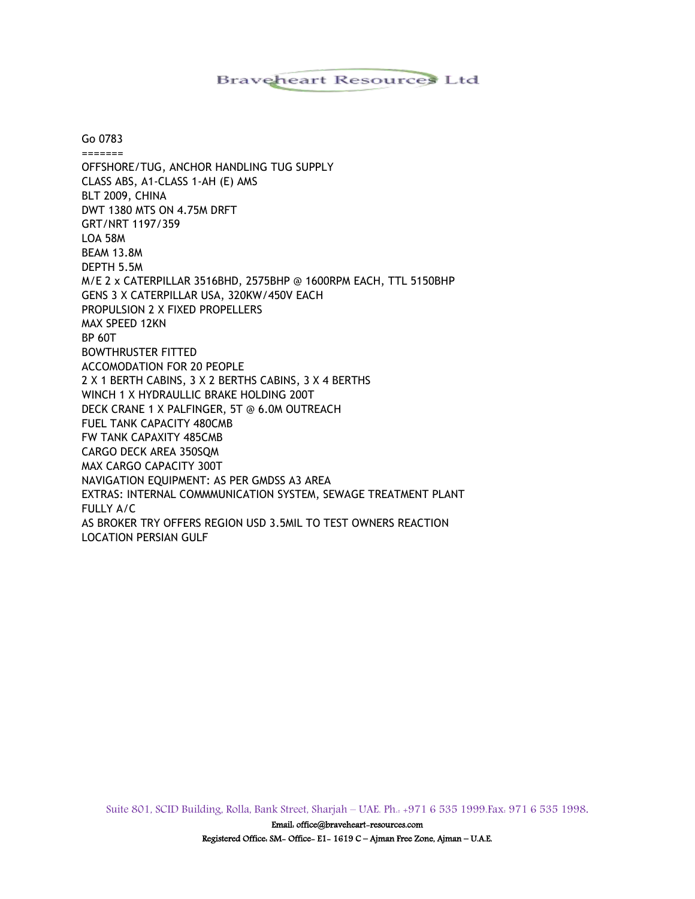Go 0783

=======

OFFSHORE/TUG, ANCHOR HANDLING TUG SUPPLY
CLASS ABS, A1-CLASS 1-AH (E) AMS
BLT 2009, CHINA
DWT 1380 MTS ON 4.75M DRFT
GRT/NRT 1197/359
LOA 58M
BEAM 13.8M
DEPTH 5.5M
M/E 2 x CATERPILLAR 3516BHD, 2575BHP @ 1600RPM EACH, TTL 5150BHP
GENS 3 X CATERPILLAR USA, 320KW/450V EACH
PROPULSION 2 X FIXED PROPELLERS
MAX SPEED 12KN
BP 60T
BOWTHRUSTER FITTED
ACCOMODATION FOR 20 PEOPLE
2 X 1 BERTH CABINS, 3 X 2 BERTHS CABINS, 3 X 4 BERTHS
WINCH 1 X HYDRAULLIC BRAKE HOLDING 200T
DECK CRANE 1 X PALFINGER, 5T @ 6.0M OUTREACH
FUEL TANK CAPACITY 480CMB
FW TANK CAPAXITY 485CMB
CARGO DECK AREA 350SQM
MAX CARGO CAPACITY 300T
NAVIGATION EQUIPMENT: AS PER GMDSS A3 AREA
EXTRAS: INTERNAL COMMMUNICATION SYSTEM, SEWAGE TREATMENT PLANT
FULLY A/C
AS BROKER TRY OFFERS REGION USD 3.5MIL TO TEST OWNERS REACTION
LOCATION PERSIAN GULF